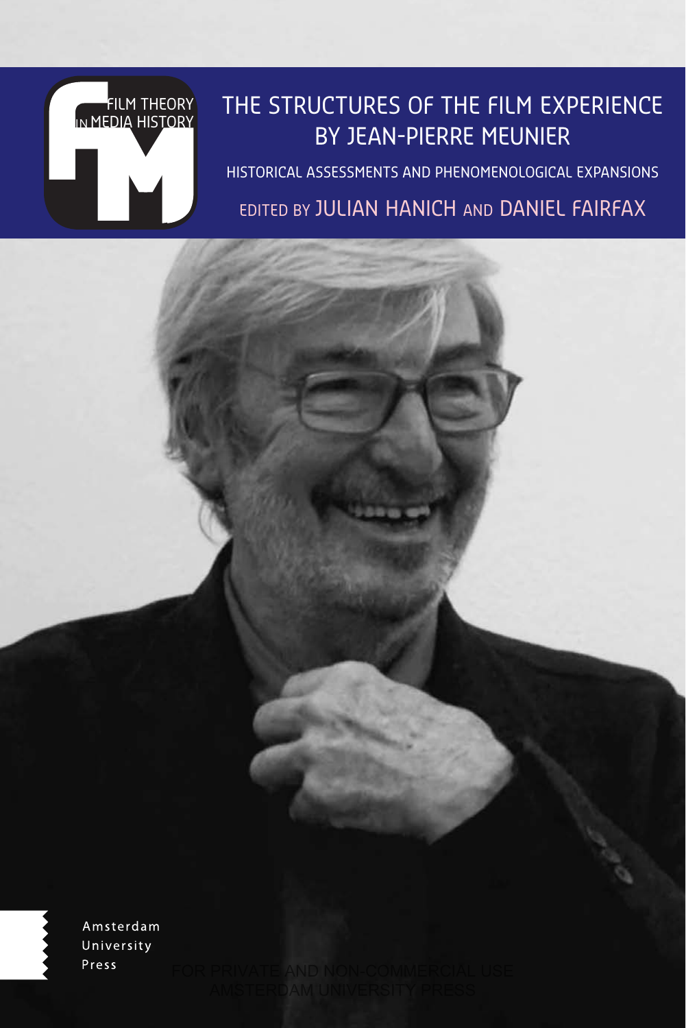FILM THEORY IN MEDIA HISTORY

# THE STRUCTURES OF THE FILM EXPERIENCE BY JEAN-PIERRE MEUNIER

HISTORICAL ASSESSMENTS AND PHENOMENOLOGICAL EXPANSIONS

EDITED BY JULIAN HANICH AND DANIEL FAIRFAX

Amsterdam University Press

FOR PRIVATE AND NON-COMMERCIAL USE
AMSTERDAM UNIVERSITY PRESS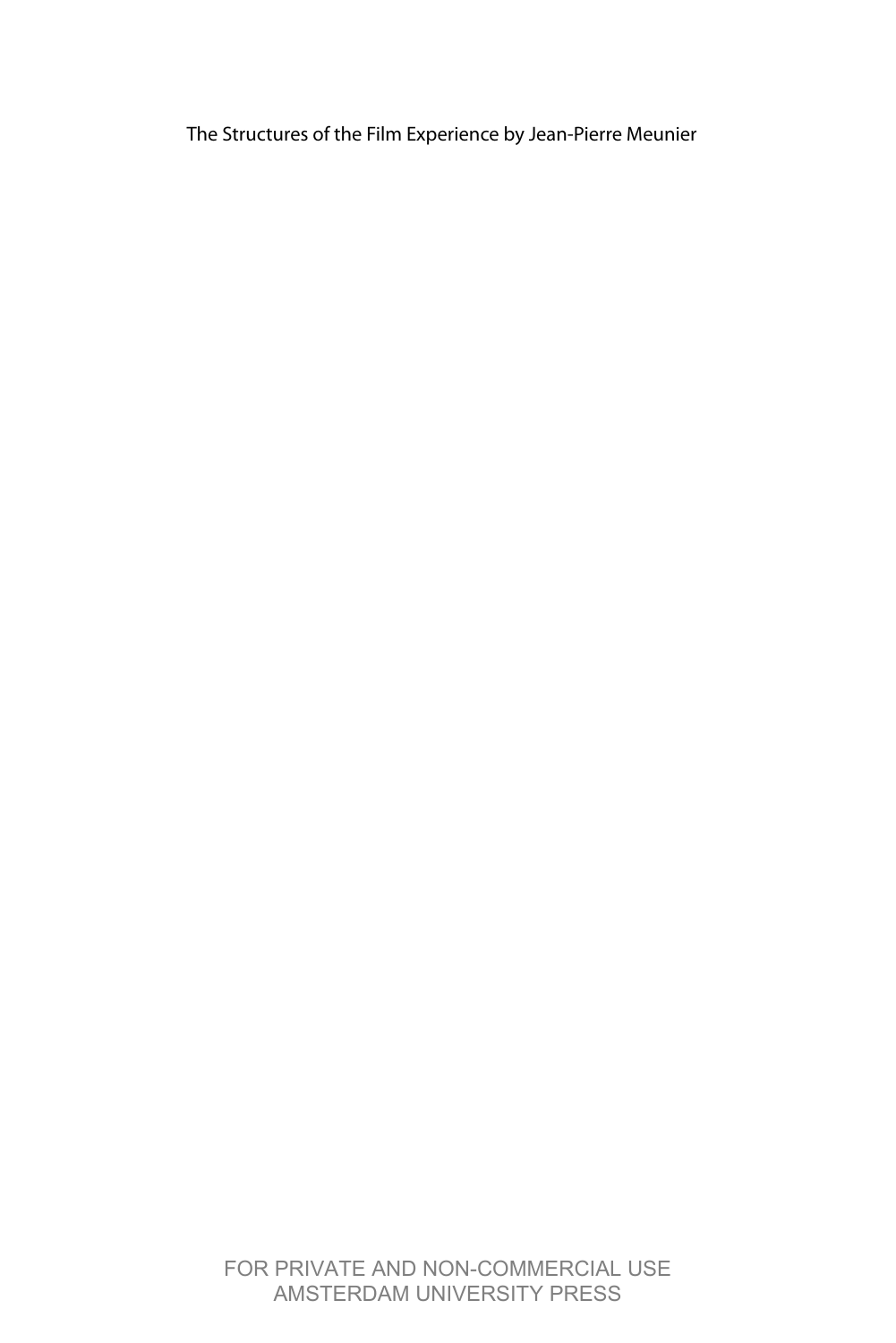The Structures of the Film Experience by Jean-Pierre Meunier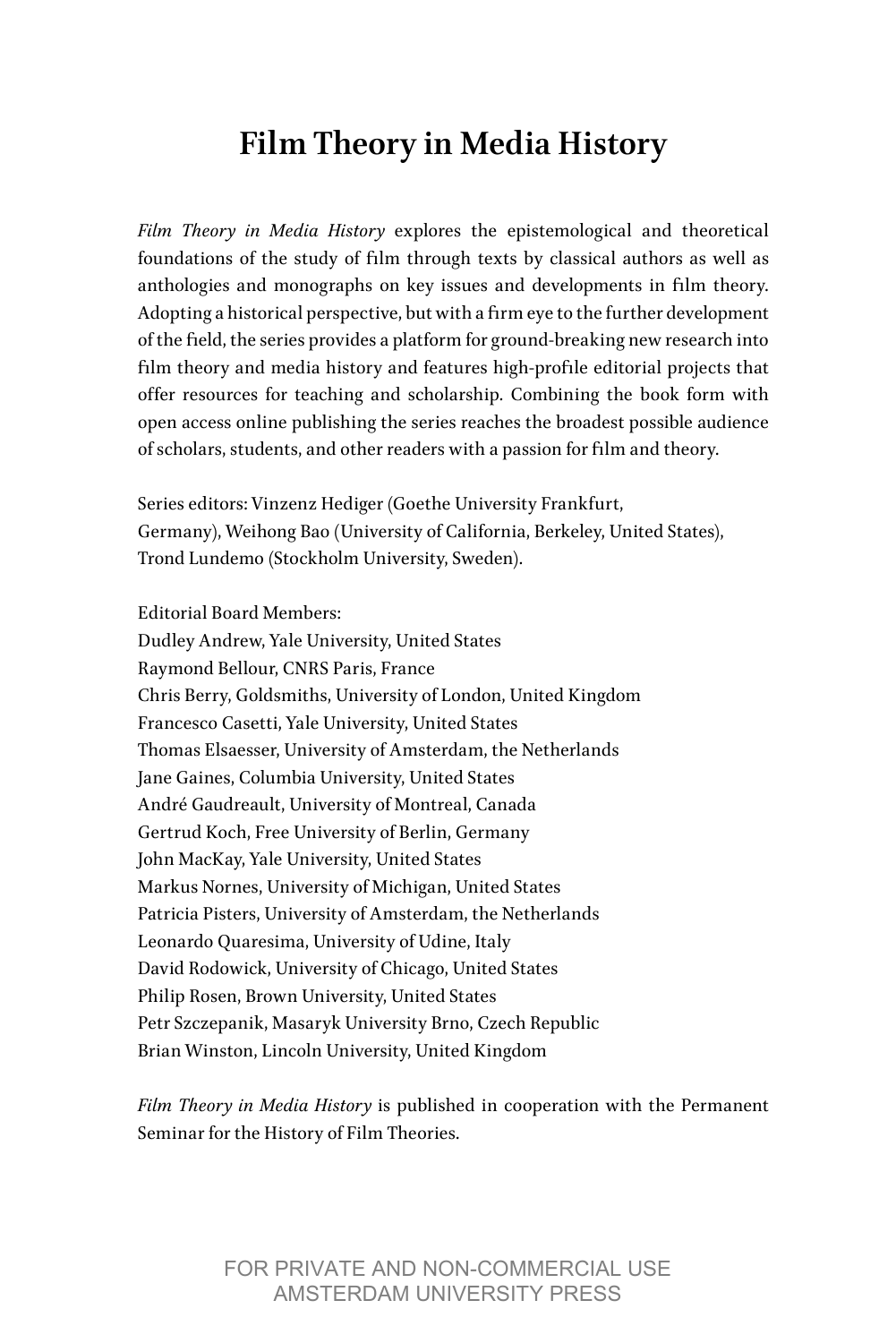# Film Theory in Media History

*Film Theory in Media History* explores the epistemological and theoretical foundations of the study of film through texts by classical authors as well as anthologies and monographs on key issues and developments in film theory. Adopting a historical perspective, but with a firm eye to the further development of the field, the series provides a platform for ground-breaking new research into film theory and media history and features high-profile editorial projects that offer resources for teaching and scholarship. Combining the book form with open access online publishing the series reaches the broadest possible audience of scholars, students, and other readers with a passion for film and theory.

Series editors: Vinzenz Hediger (Goethe University Frankfurt, Germany), Weihong Bao (University of California, Berkeley, United States), Trond Lundemo (Stockholm University, Sweden).

Editorial Board Members:
Dudley Andrew, Yale University, United States
Raymond Bellour, CNRS Paris, France
Chris Berry, Goldsmiths, University of London, United Kingdom
Francesco Casetti, Yale University, United States
Thomas Elsaesser, University of Amsterdam, the Netherlands
Jane Gaines, Columbia University, United States
André Gaudreault, University of Montreal, Canada
Gertrud Koch, Free University of Berlin, Germany
John MacKay, Yale University, United States
Markus Nornes, University of Michigan, United States
Patricia Pisters, University of Amsterdam, the Netherlands
Leonardo Quaresima, University of Udine, Italy
David Rodowick, University of Chicago, United States
Philip Rosen, Brown University, United States
Petr Szczepanik, Masaryk University Brno, Czech Republic
Brian Winston, Lincoln University, United Kingdom

*Film Theory in Media History* is published in cooperation with the Permanent Seminar for the History of Film Theories.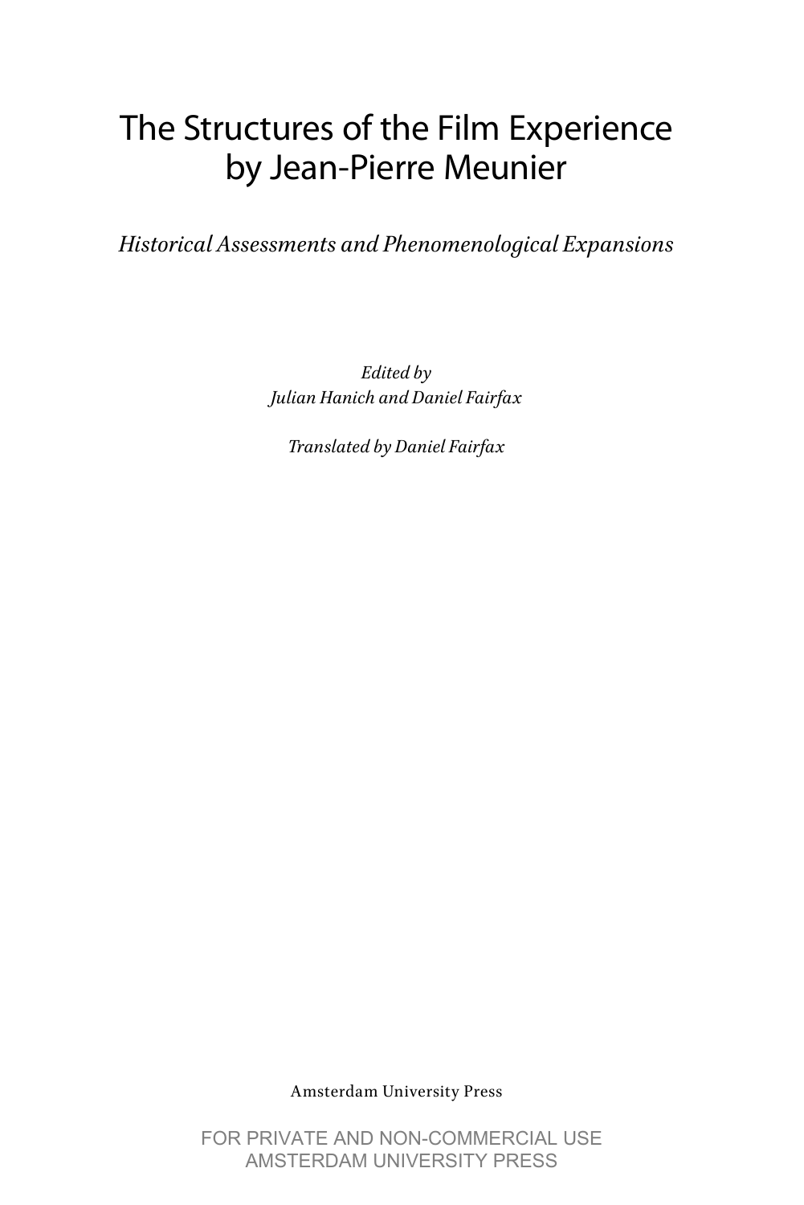# The Structures of the Film Experience by Jean-Pierre Meunier

*Historical Assessments and Phenomenological Expansions*

*Edited by*
*Julian Hanich and Daniel Fairfax*

*Translated by Daniel Fairfax*

Amsterdam University Press

FOR PRIVATE AND NON-COMMERCIAL USE
AMSTERDAM UNIVERSITY PRESS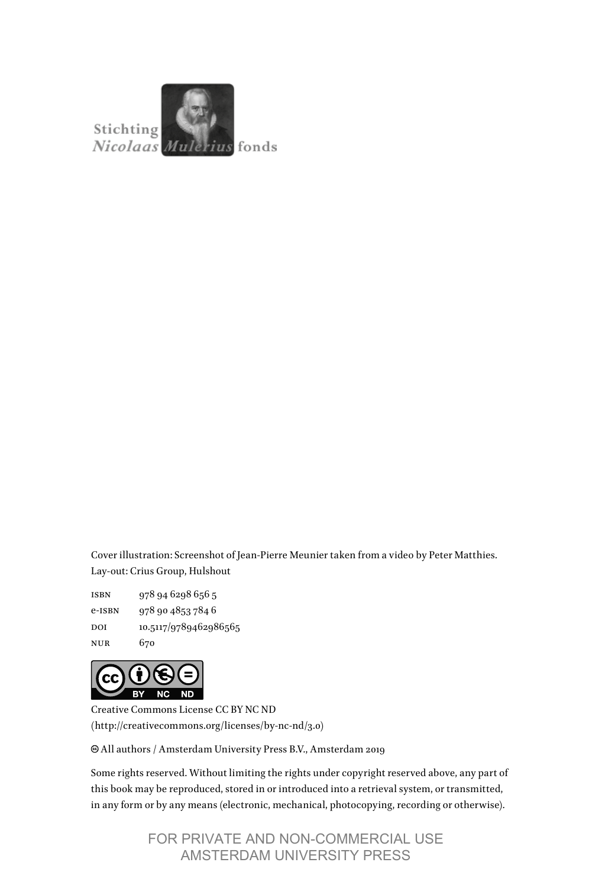Stichting *Nicolaas Mulerius* fonds

Cover illustration: Screenshot of Jean-Pierre Meunier taken from a video by Peter Matthies.
Lay-out: Crius Group, Hulshout

| | |
|---|---|
| ISBN | 978 94 6298 656 5 |
| e-ISBN | 978 90 4853 784 6 |
| DOI | 10.5117/9789462986565 |
| NUR | 670 |

Creative Commons License CC BY NC ND
(http://creativecommons.org/licenses/by-nc-nd/3.0)

© All authors / Amsterdam University Press B.V., Amsterdam 2019

Some rights reserved. Without limiting the rights under copyright reserved above, any part of this book may be reproduced, stored in or introduced into a retrieval system, or transmitted, in any form or by any means (electronic, mechanical, photocopying, recording or otherwise).

FOR PRIVATE AND NON-COMMERCIAL USE
AMSTERDAM UNIVERSITY PRESS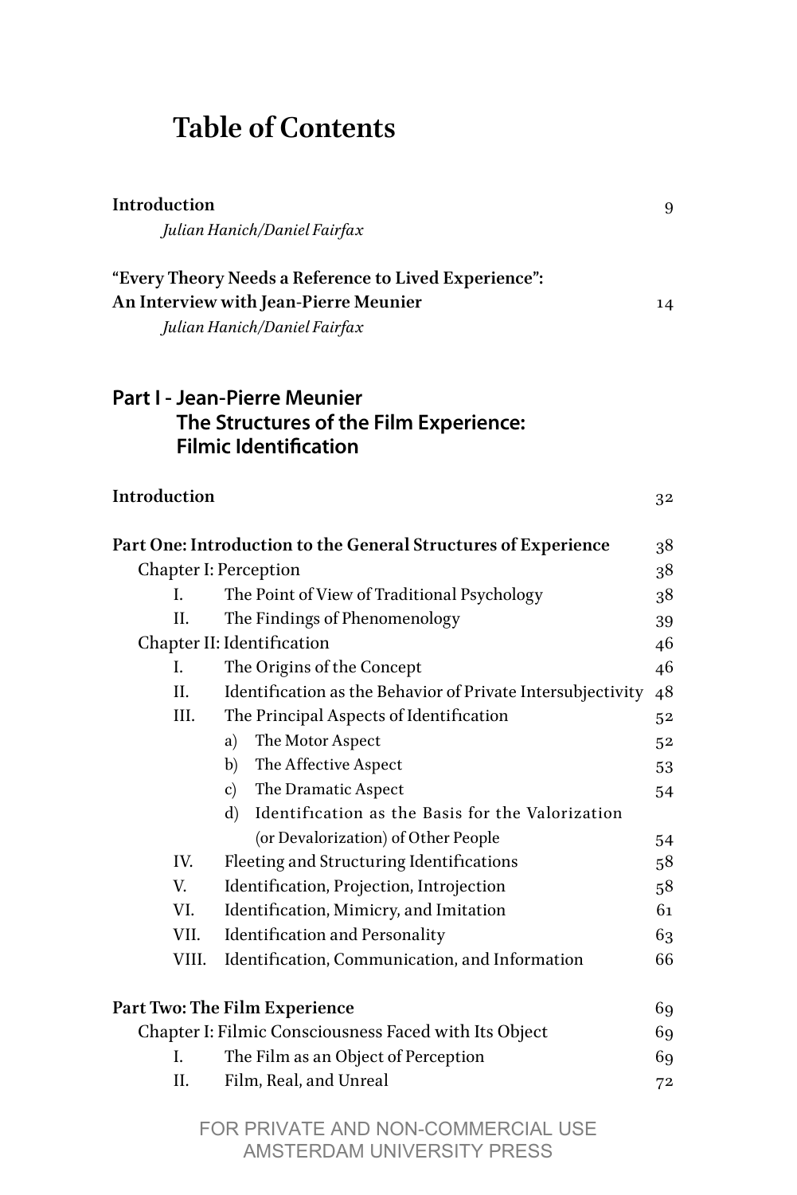# Table of Contents

**Introduction** 9
*Julian Hanich/Daniel Fairfax*

**"Every Theory Needs a Reference to Lived Experience": An Interview with Jean-Pierre Meunier** 14
*Julian Hanich/Daniel Fairfax*

## Part I - Jean-Pierre Meunier The Structures of the Film Experience: Filmic Identification

**Introduction** 32

**Part One: Introduction to the General Structures of Experience** 38

- Chapter I: Perception 38
  - I. The Point of View of Traditional Psychology 38
  - II. The Findings of Phenomenology 39
- Chapter II: Identification 46
  - I. The Origins of the Concept 46
  - II. Identification as the Behavior of Private Intersubjectivity 48
  - III. The Principal Aspects of Identification 52
    - a) The Motor Aspect 52
    - b) The Affective Aspect 53
    - c) The Dramatic Aspect 54
    - d) Identification as the Basis for the Valorization (or Devalorization) of Other People 54
  - IV. Fleeting and Structuring Identifications 58
  - V. Identification, Projection, Introjection 58
  - VI. Identification, Mimicry, and Imitation 61
  - VII. Identification and Personality 63
  - VIII. Identification, Communication, and Information 66

**Part Two: The Film Experience** 69

- Chapter I: Filmic Consciousness Faced with Its Object 69
  - I. The Film as an Object of Perception 69
  - II. Film, Real, and Unreal 72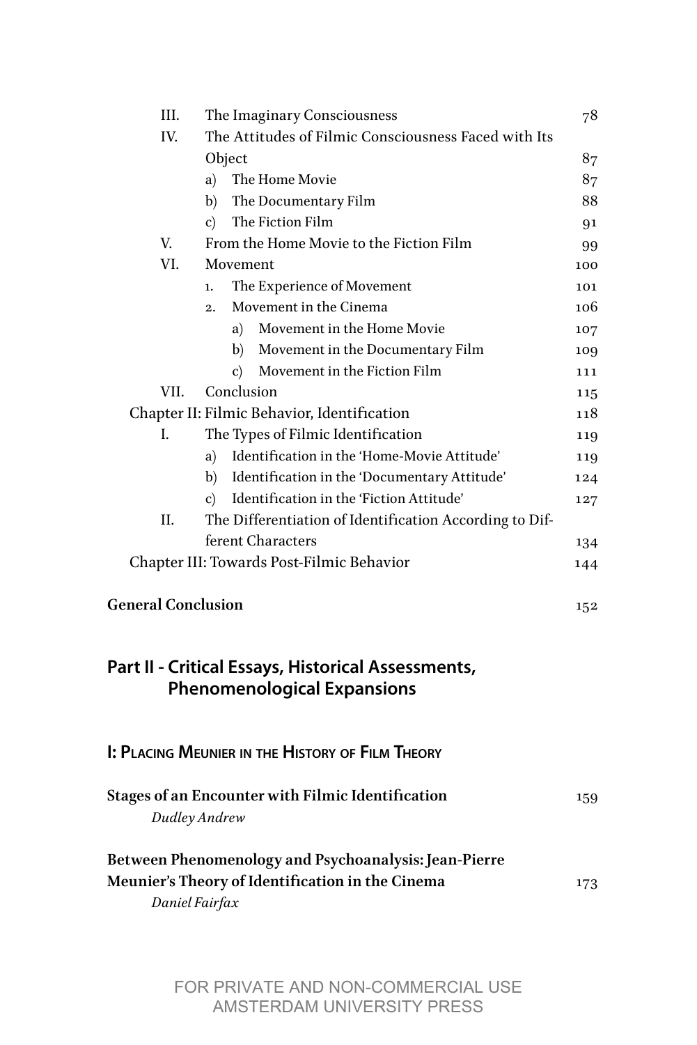| | | |
|---|---|---|
| III. | The Imaginary Consciousness | 78 |
| IV. | The Attitudes of Filmic Consciousness Faced with Its Object | 87 |
| | a) The Home Movie | 87 |
| | b) The Documentary Film | 88 |
| | c) The Fiction Film | 91 |
| V. | From the Home Movie to the Fiction Film | 99 |
| VI. | Movement | 100 |
| | 1. The Experience of Movement | 101 |
| | 2. Movement in the Cinema | 106 |
| | a) Movement in the Home Movie | 107 |
| | b) Movement in the Documentary Film | 109 |
| | c) Movement in the Fiction Film | 111 |
| VII. | Conclusion | 115 |
| Chapter II: Filmic Behavior, Identification | | 118 |
| I. | The Types of Filmic Identification | 119 |
| | a) Identification in the 'Home-Movie Attitude' | 119 |
| | b) Identification in the 'Documentary Attitude' | 124 |
| | c) Identification in the 'Fiction Attitude' | 127 |
| II. | The Differentiation of Identification According to Different Characters | 134 |
| Chapter III: Towards Post-Filmic Behavior | | 144 |

**General Conclusion** 152

## Part II - Critical Essays, Historical Assessments, Phenomenological Expansions

### I: Placing Meunier in the History of Film Theory

**Stages of an Encounter with Filmic Identification** 159
*Dudley Andrew*

**Between Phenomenology and Psychoanalysis: Jean-Pierre Meunier's Theory of Identification in the Cinema** 173
*Daniel Fairfax*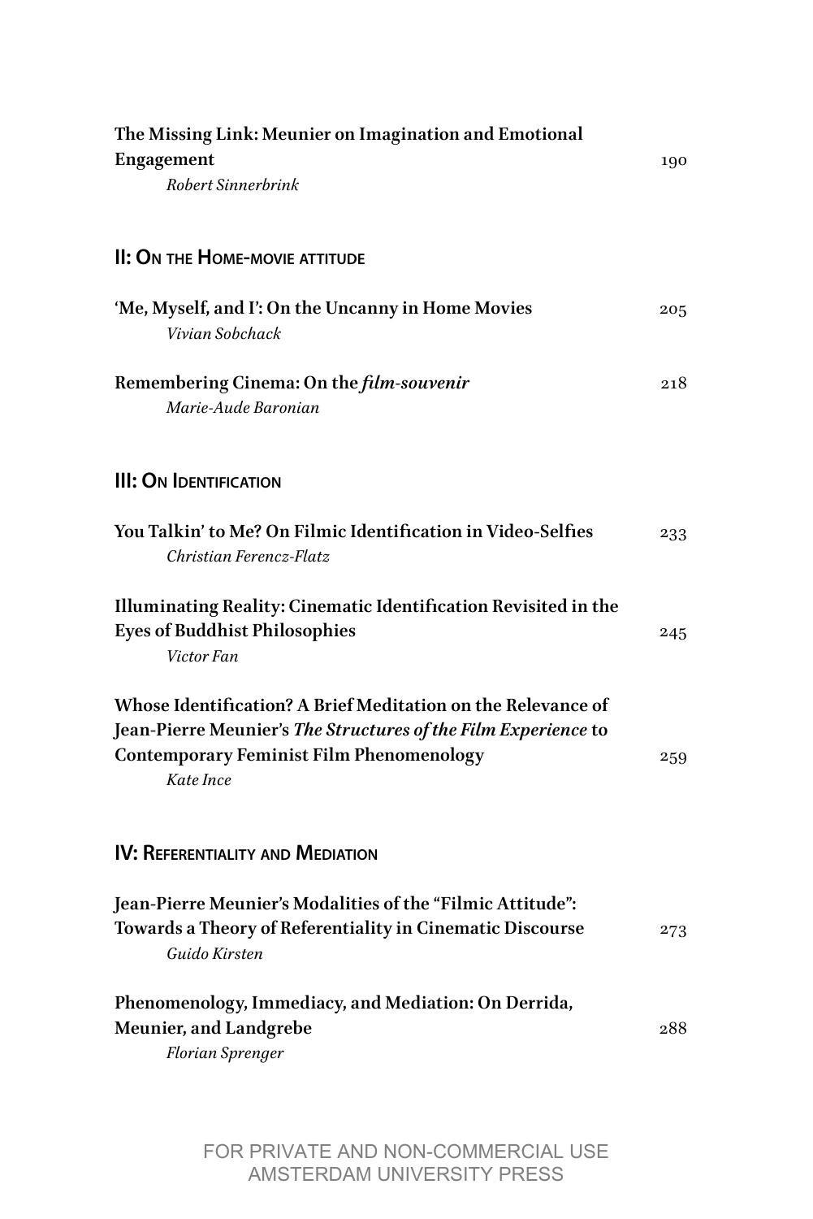**The Missing Link: Meunier on Imagination and Emotional Engagement** 190
*Robert Sinnerbrink*

## II: On the Home-movie attitude

**'Me, Myself, and I': On the Uncanny in Home Movies** 205
*Vivian Sobchack*

**Remembering Cinema: On the *film-souvenir*** 218
*Marie-Aude Baronian*

## III: On Identification

**You Talkin' to Me? On Filmic Identification in Video-Selfies** 233
*Christian Ferencz-Flatz*

**Illuminating Reality: Cinematic Identification Revisited in the Eyes of Buddhist Philosophies** 245
*Victor Fan*

**Whose Identification? A Brief Meditation on the Relevance of Jean-Pierre Meunier's *The Structures of the Film Experience* to Contemporary Feminist Film Phenomenology** 259
*Kate Ince*

## IV: Referentiality and Mediation

**Jean-Pierre Meunier's Modalities of the "Filmic Attitude": Towards a Theory of Referentiality in Cinematic Discourse** 273
*Guido Kirsten*

**Phenomenology, Immediacy, and Mediation: On Derrida, Meunier, and Landgrebe** 288
*Florian Sprenger*

FOR PRIVATE AND NON-COMMERCIAL USE
AMSTERDAM UNIVERSITY PRESS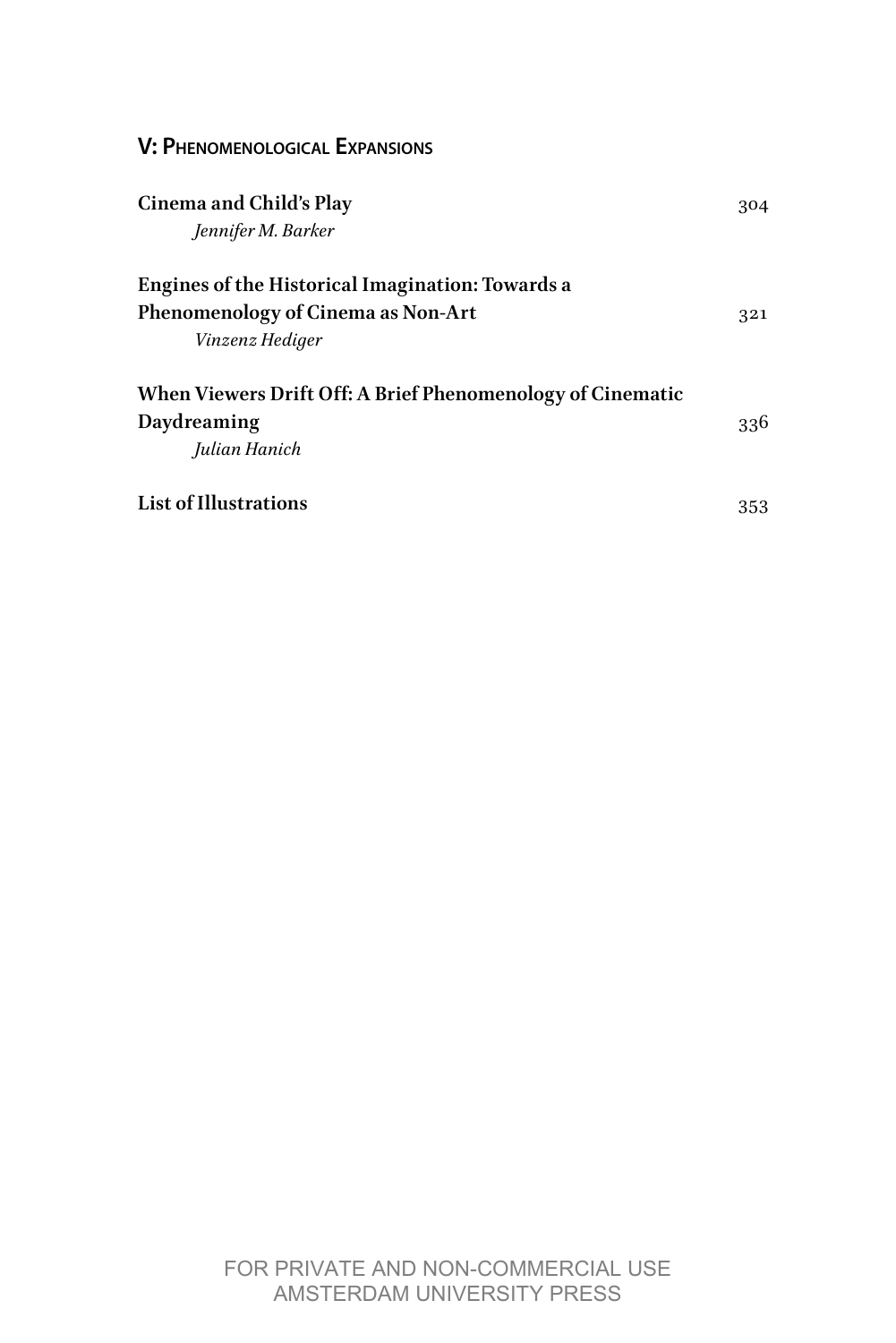## V: Phenomenological Expansions

**Cinema and Child's Play** 304
*Jennifer M. Barker*

**Engines of the Historical Imagination: Towards a Phenomenology of Cinema as Non-Art** 321
*Vinzenz Hediger*

**When Viewers Drift Off: A Brief Phenomenology of Cinematic Daydreaming** 336
*Julian Hanich*

**List of Illustrations** 353

FOR PRIVATE AND NON-COMMERCIAL USE
AMSTERDAM UNIVERSITY PRESS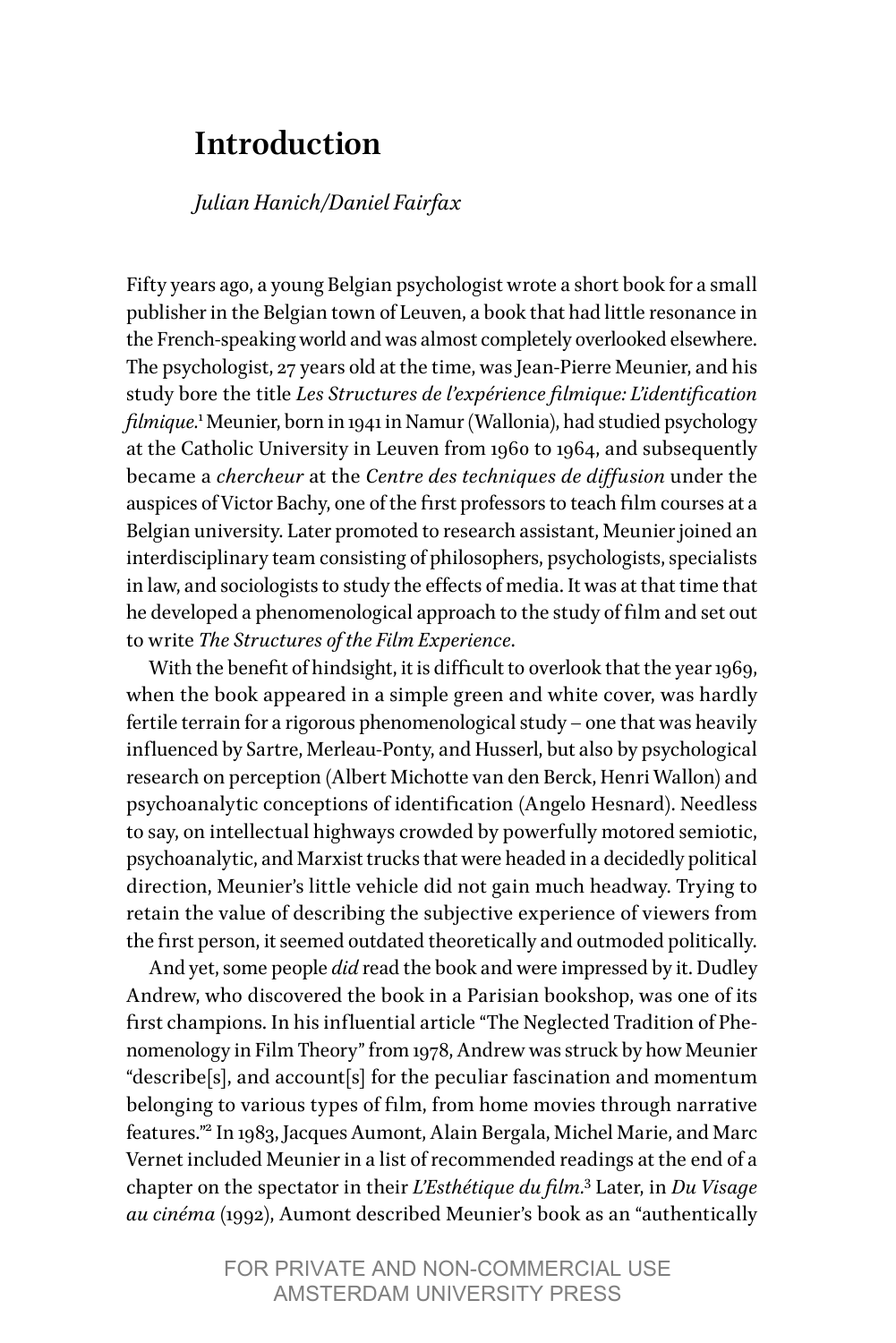# Introduction

*Julian Hanich/Daniel Fairfax*

Fifty years ago, a young Belgian psychologist wrote a short book for a small publisher in the Belgian town of Leuven, a book that had little resonance in the French-speaking world and was almost completely overlooked elsewhere. The psychologist, 27 years old at the time, was Jean-Pierre Meunier, and his study bore the title *Les Structures de l'expérience filmique: L'identification filmique*.[1] Meunier, born in 1941 in Namur (Wallonia), had studied psychology at the Catholic University in Leuven from 1960 to 1964, and subsequently became a *chercheur* at the *Centre des techniques de diffusion* under the auspices of Victor Bachy, one of the first professors to teach film courses at a Belgian university. Later promoted to research assistant, Meunier joined an interdisciplinary team consisting of philosophers, psychologists, specialists in law, and sociologists to study the effects of media. It was at that time that he developed a phenomenological approach to the study of film and set out to write *The Structures of the Film Experience*.

With the benefit of hindsight, it is difficult to overlook that the year 1969, when the book appeared in a simple green and white cover, was hardly fertile terrain for a rigorous phenomenological study – one that was heavily influenced by Sartre, Merleau-Ponty, and Husserl, but also by psychological research on perception (Albert Michotte van den Berck, Henri Wallon) and psychoanalytic conceptions of identification (Angelo Hesnard). Needless to say, on intellectual highways crowded by powerfully motored semiotic, psychoanalytic, and Marxist trucks that were headed in a decidedly political direction, Meunier's little vehicle did not gain much headway. Trying to retain the value of describing the subjective experience of viewers from the first person, it seemed outdated theoretically and outmoded politically.

And yet, some people *did* read the book and were impressed by it. Dudley Andrew, who discovered the book in a Parisian bookshop, was one of its first champions. In his influential article "The Neglected Tradition of Phenomenology in Film Theory" from 1978, Andrew was struck by how Meunier "describe[s], and account[s] for the peculiar fascination and momentum belonging to various types of film, from home movies through narrative features."[2] In 1983, Jacques Aumont, Alain Bergala, Michel Marie, and Marc Vernet included Meunier in a list of recommended readings at the end of a chapter on the spectator in their *L'Esthétique du film*.[3] Later, in *Du Visage au cinéma* (1992), Aumont described Meunier's book as an "authentically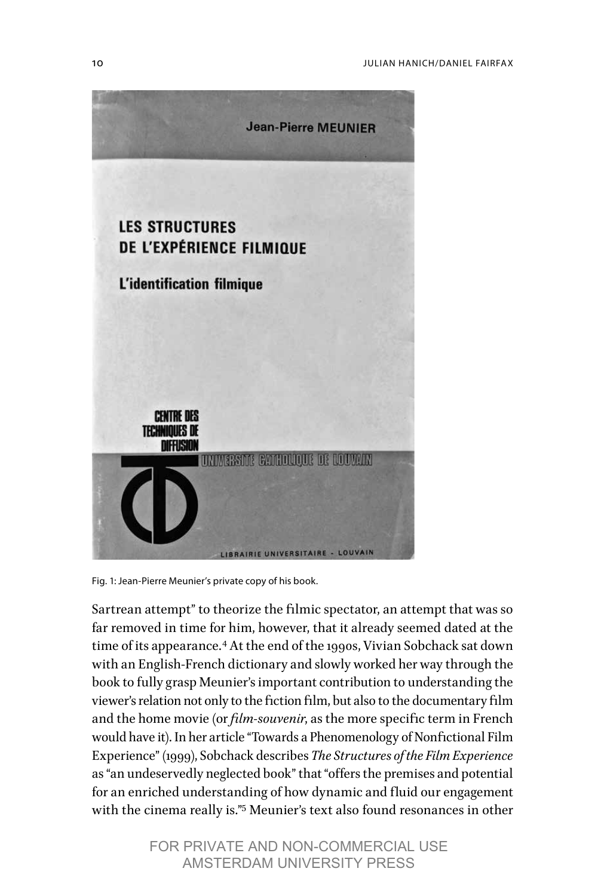Fig. 1: Jean-Pierre Meunier's private copy of his book.

Sartrean attempt" to theorize the filmic spectator, an attempt that was so far removed in time for him, however, that it already seemed dated at the time of its appearance.[4] At the end of the 1990s, Vivian Sobchack sat down with an English-French dictionary and slowly worked her way through the book to fully grasp Meunier's important contribution to understanding the viewer's relation not only to the fiction film, but also to the documentary film and the home movie (or *film-souvenir*, as the more specific term in French would have it). In her article "Towards a Phenomenology of Nonfictional Film Experience" (1999), Sobchack describes *The Structures of the Film Experience* as "an undeservedly neglected book" that "offers the premises and potential for an enriched understanding of how dynamic and fluid our engagement with the cinema really is."[5] Meunier's text also found resonances in other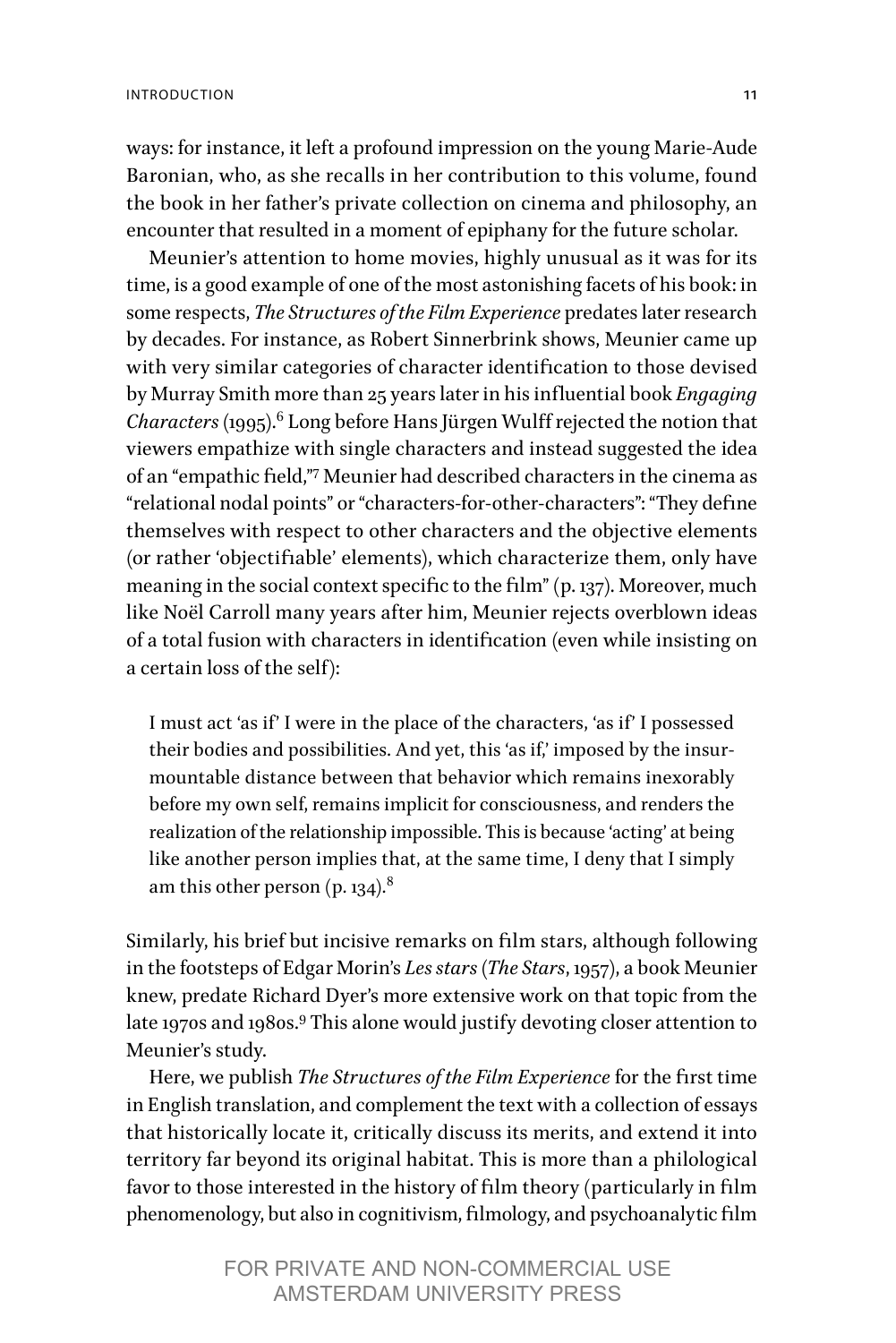ways: for instance, it left a profound impression on the young Marie-Aude Baronian, who, as she recalls in her contribution to this volume, found the book in her father's private collection on cinema and philosophy, an encounter that resulted in a moment of epiphany for the future scholar.

Meunier's attention to home movies, highly unusual as it was for its time, is a good example of one of the most astonishing facets of his book: in some respects, *The Structures of the Film Experience* predates later research by decades. For instance, as Robert Sinnerbrink shows, Meunier came up with very similar categories of character identification to those devised by Murray Smith more than 25 years later in his influential book *Engaging Characters* (1995).[6] Long before Hans Jürgen Wulff rejected the notion that viewers empathize with single characters and instead suggested the idea of an "empathic field,"[7] Meunier had described characters in the cinema as "relational nodal points" or "characters-for-other-characters": "They define themselves with respect to other characters and the objective elements (or rather 'objectifiable' elements), which characterize them, only have meaning in the social context specific to the film" (p. 137). Moreover, much like Noël Carroll many years after him, Meunier rejects overblown ideas of a total fusion with characters in identification (even while insisting on a certain loss of the self):

> I must act 'as if' I were in the place of the characters, 'as if' I possessed their bodies and possibilities. And yet, this 'as if,' imposed by the insurmountable distance between that behavior which remains inexorably before my own self, remains implicit for consciousness, and renders the realization of the relationship impossible. This is because 'acting' at being like another person implies that, at the same time, I deny that I simply am this other person (p. 134).[8]

Similarly, his brief but incisive remarks on film stars, although following in the footsteps of Edgar Morin's *Les stars* (*The Stars*, 1957), a book Meunier knew, predate Richard Dyer's more extensive work on that topic from the late 1970s and 1980s.[9] This alone would justify devoting closer attention to Meunier's study.

Here, we publish *The Structures of the Film Experience* for the first time in English translation, and complement the text with a collection of essays that historically locate it, critically discuss its merits, and extend it into territory far beyond its original habitat. This is more than a philological favor to those interested in the history of film theory (particularly in film phenomenology, but also in cognitivism, filmology, and psychoanalytic film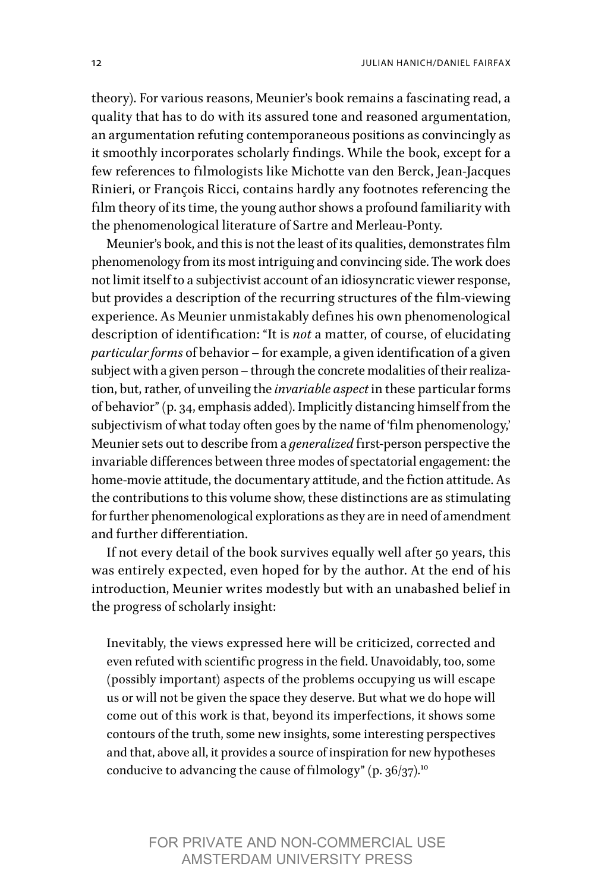theory). For various reasons, Meunier's book remains a fascinating read, a quality that has to do with its assured tone and reasoned argumentation, an argumentation refuting contemporaneous positions as convincingly as it smoothly incorporates scholarly findings. While the book, except for a few references to filmologists like Michotte van den Berck, Jean-Jacques Rinieri, or François Ricci, contains hardly any footnotes referencing the film theory of its time, the young author shows a profound familiarity with the phenomenological literature of Sartre and Merleau-Ponty.

Meunier's book, and this is not the least of its qualities, demonstrates film phenomenology from its most intriguing and convincing side. The work does not limit itself to a subjectivist account of an idiosyncratic viewer response, but provides a description of the recurring structures of the film-viewing experience. As Meunier unmistakably defines his own phenomenological description of identification: "It is *not* a matter, of course, of elucidating *particular forms* of behavior – for example, a given identification of a given subject with a given person – through the concrete modalities of their realization, but, rather, of unveiling the *invariable aspect* in these particular forms of behavior" (p. 34, emphasis added). Implicitly distancing himself from the subjectivism of what today often goes by the name of 'film phenomenology,' Meunier sets out to describe from a *generalized* first-person perspective the invariable differences between three modes of spectatorial engagement: the home-movie attitude, the documentary attitude, and the fiction attitude. As the contributions to this volume show, these distinctions are as stimulating for further phenomenological explorations as they are in need of amendment and further differentiation.

If not every detail of the book survives equally well after 50 years, this was entirely expected, even hoped for by the author. At the end of his introduction, Meunier writes modestly but with an unabashed belief in the progress of scholarly insight:

> Inevitably, the views expressed here will be criticized, corrected and even refuted with scientific progress in the field. Unavoidably, too, some (possibly important) aspects of the problems occupying us will escape us or will not be given the space they deserve. But what we do hope will come out of this work is that, beyond its imperfections, it shows some contours of the truth, some new insights, some interesting perspectives and that, above all, it provides a source of inspiration for new hypotheses conducive to advancing the cause of filmology" (p. 36/37).[10]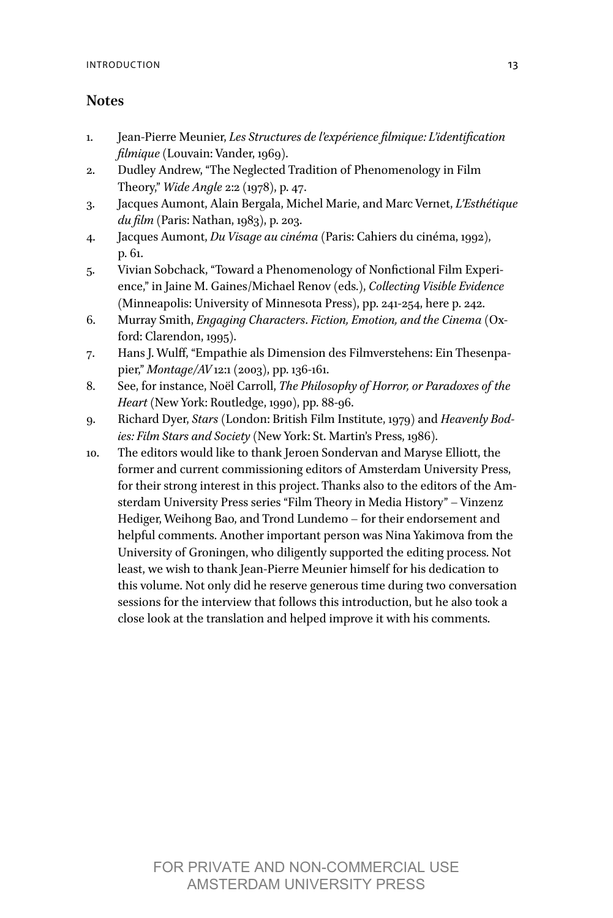## Notes

1. Jean-Pierre Meunier, *Les Structures de l'expérience filmique: L'identification filmique* (Louvain: Vander, 1969).
2. Dudley Andrew, "The Neglected Tradition of Phenomenology in Film Theory," *Wide Angle* 2:2 (1978), p. 47.
3. Jacques Aumont, Alain Bergala, Michel Marie, and Marc Vernet, *L'Esthétique du film* (Paris: Nathan, 1983), p. 203.
4. Jacques Aumont, *Du Visage au cinéma* (Paris: Cahiers du cinéma, 1992), p. 61.
5. Vivian Sobchack, "Toward a Phenomenology of Nonfictional Film Experience," in Jaine M. Gaines/Michael Renov (eds.), *Collecting Visible Evidence* (Minneapolis: University of Minnesota Press), pp. 241-254, here p. 242.
6. Murray Smith, *Engaging Characters. Fiction, Emotion, and the Cinema* (Oxford: Clarendon, 1995).
7. Hans J. Wulff, "Empathie als Dimension des Filmverstehens: Ein Thesenpapier," *Montage/AV* 12:1 (2003), pp. 136-161.
8. See, for instance, Noël Carroll, *The Philosophy of Horror, or Paradoxes of the Heart* (New York: Routledge, 1990), pp. 88-96.
9. Richard Dyer, *Stars* (London: British Film Institute, 1979) and *Heavenly Bodies: Film Stars and Society* (New York: St. Martin's Press, 1986).
10. The editors would like to thank Jeroen Sondervan and Maryse Elliott, the former and current commissioning editors of Amsterdam University Press, for their strong interest in this project. Thanks also to the editors of the Amsterdam University Press series "Film Theory in Media History" – Vinzenz Hediger, Weihong Bao, and Trond Lundemo – for their endorsement and helpful comments. Another important person was Nina Yakimova from the University of Groningen, who diligently supported the editing process. Not least, we wish to thank Jean-Pierre Meunier himself for his dedication to this volume. Not only did he reserve generous time during two conversation sessions for the interview that follows this introduction, but he also took a close look at the translation and helped improve it with his comments.